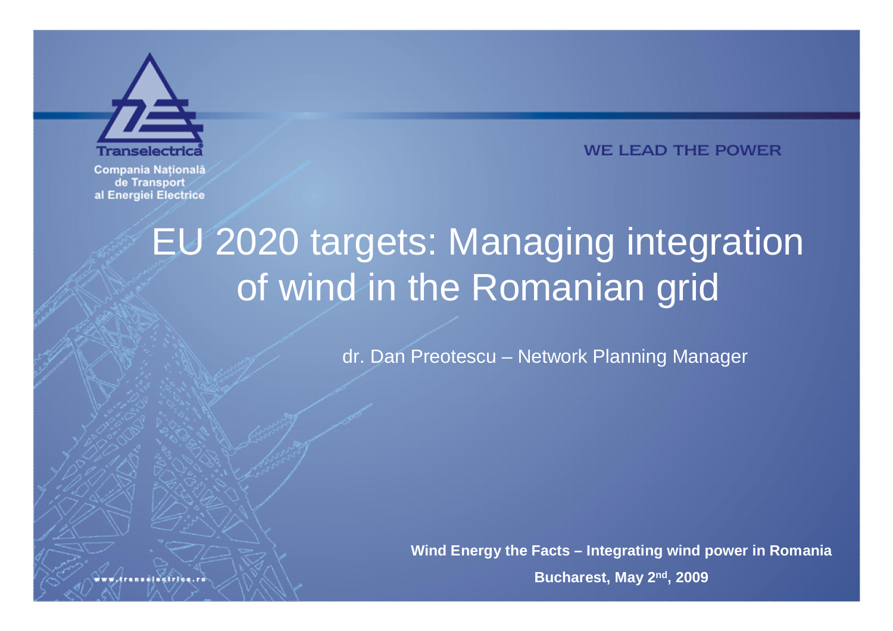Transelectrica

Compania Națională de Transport al Energiei Electrice

WE LEAD THE POWER

# EU 2020 targets: Managing integration of wind in the Romanian grid

dr. Dan Preotescu – Network Planning Manager

**Wind Energy the Facts – Integrating wind power in Romania**

**Bucharest, May 2nd, 2009**

www.transelectrica.ro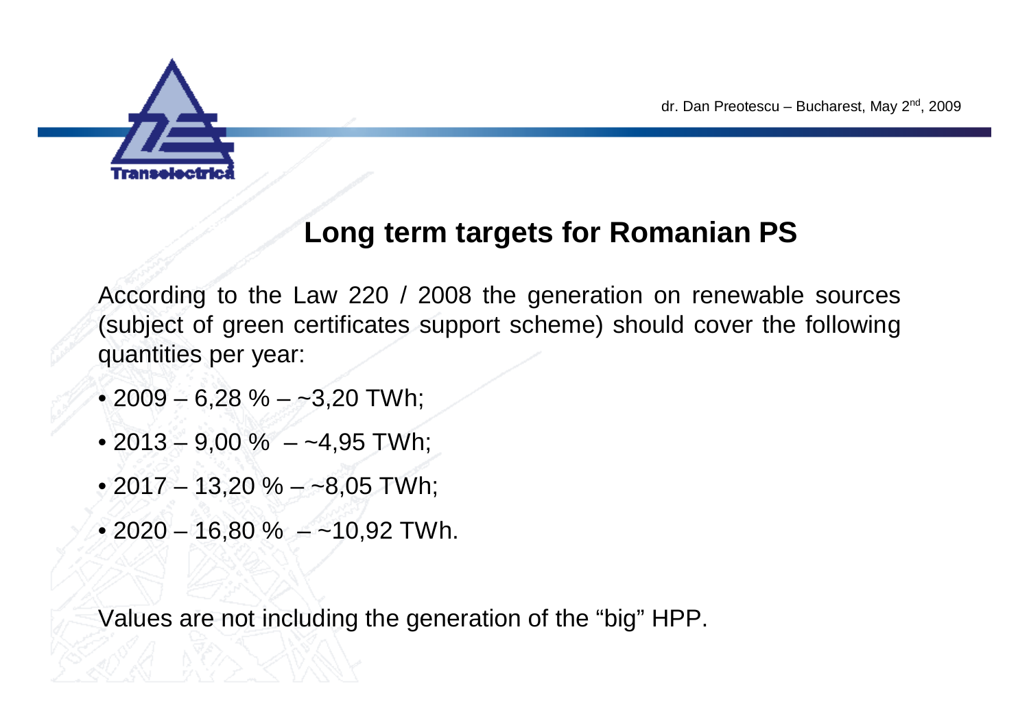## Long term targets for Romanian PS

According to the Law 220 / 2008 the generation on renewable sources (subject of green certificates support scheme) should cover the following quantities per year:

- 2009 – 6,28 % – ~3,20 TWh;
- 2013 – 9,00 % – ~4,95 TWh;
- 2017 – 13,20 % – ~8,05 TWh;
- 2020 – 16,80 % – ~10,92 TWh.

Values are not including the generation of the "big" HPP.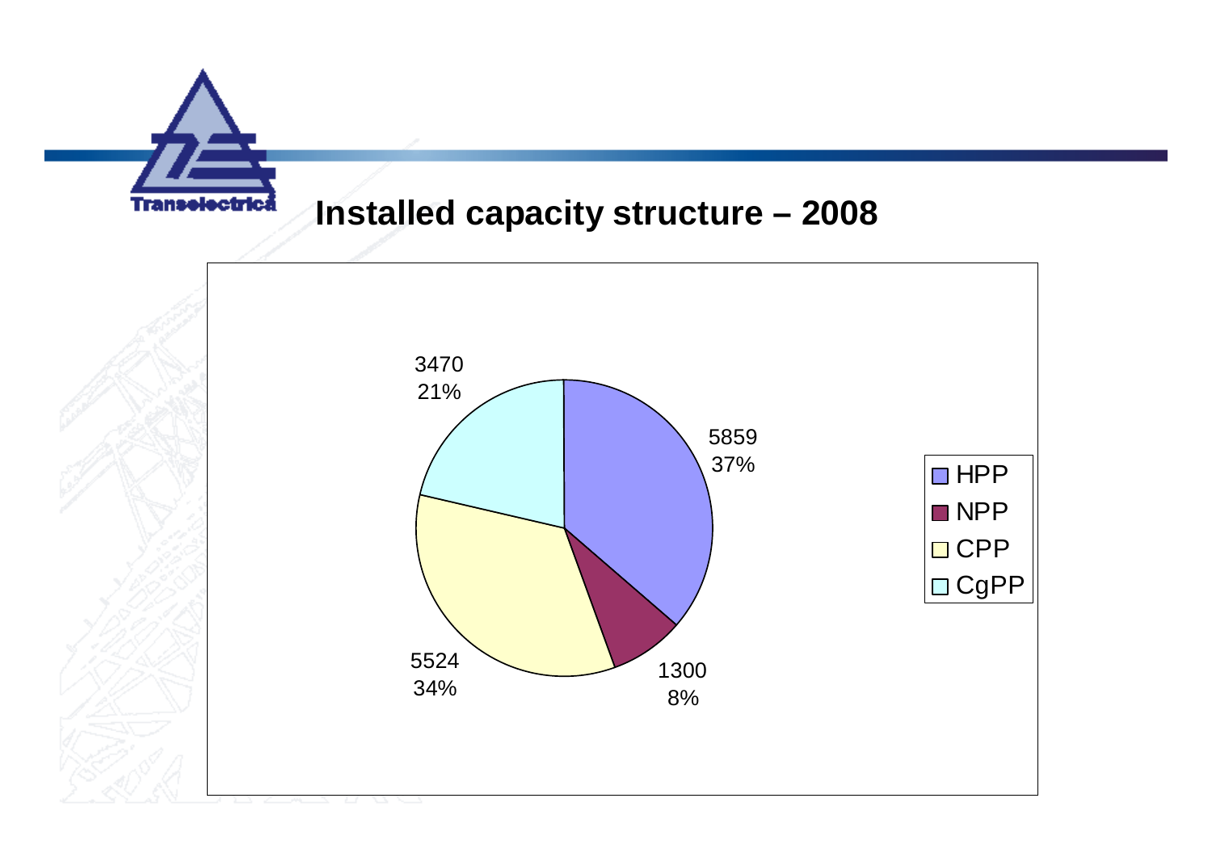## Installed capacity structure – 2008

| Type | Capacity | Share |
| --- | --- | --- |
| HPP | 5859 | 37% |
| NPP | 1300 | 8% |
| CPP | 5524 | 34% |
| CgPP | 3470 | 21% |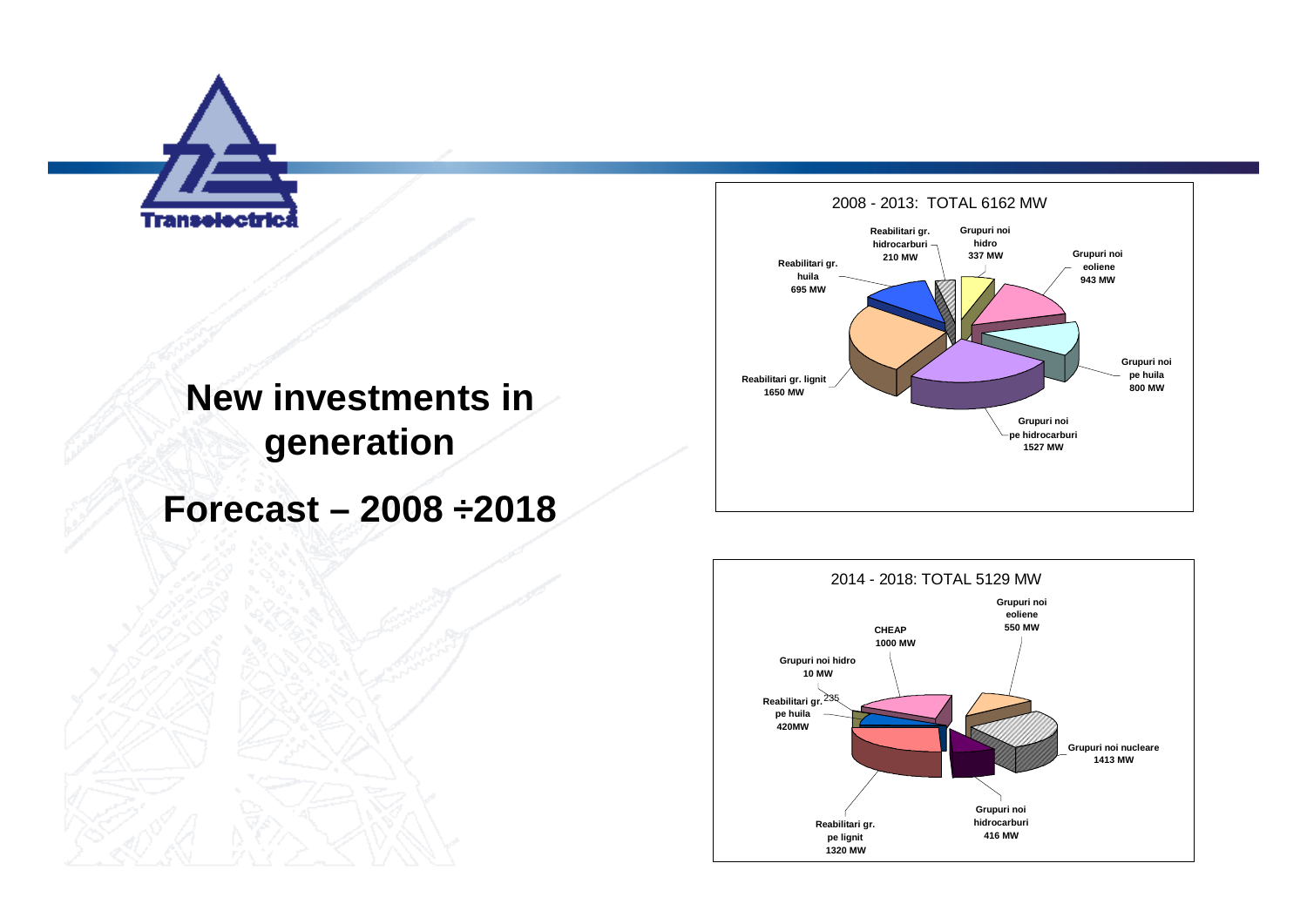# New investments in generation

## Forecast – 2008 ÷2018

**2008 - 2013: TOTAL 6162 MW**

- Reabilitari gr. hidrocarburi 210 MW
- Grupuri noi hidro 337 MW
- Grupuri noi eoliene 943 MW
- Reabilitari gr. huila 695 MW
- Grupuri noi pe huila 800 MW
- Reabilitari gr. lignit 1650 MW
- Grupuri noi pe hidrocarburi 1527 MW

**2014 - 2018: TOTAL 5129 MW**

- Grupuri noi eoliene 550 MW
- CHEAP 1000 MW
- Grupuri noi hidro 10 MW
- Reabilitari gr. pe huila 420MW
- 235
- Grupuri noi nucleare 1413 MW
- Grupuri noi hidrocarburi 416 MW
- Reabilitari gr. pe lignit 1320 MW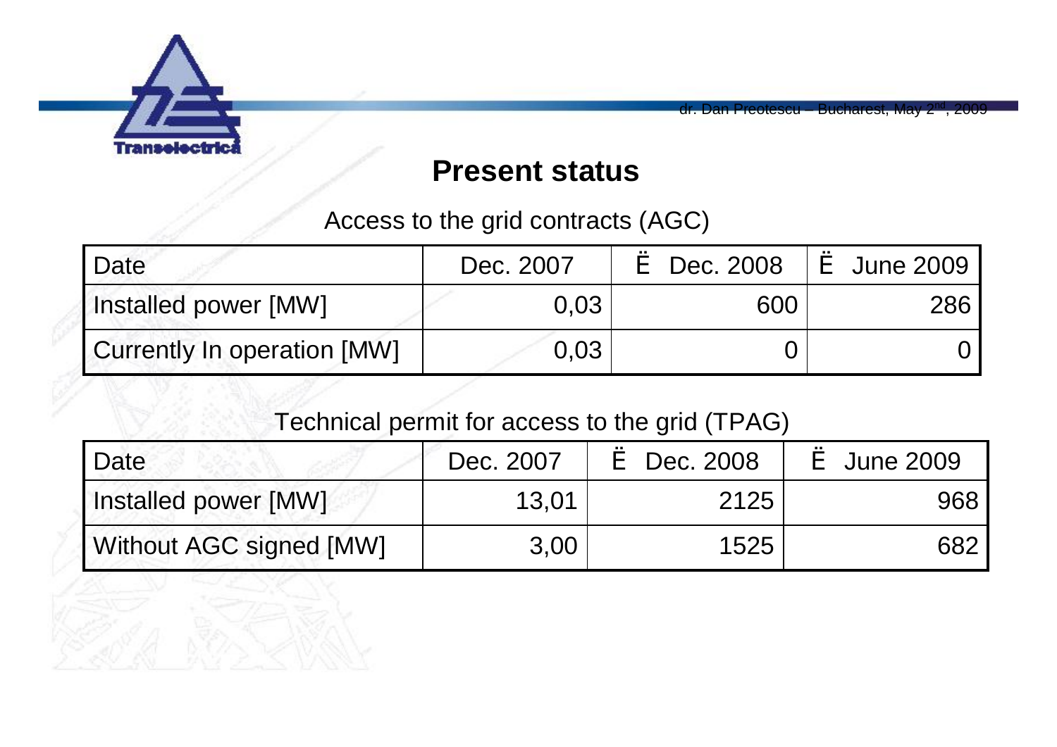## Present status

Access to the grid contracts (AGC)

| Date | Dec. 2007 | Ë Dec. 2008 | Ë June 2009 |
|---|---|---|---|
| Installed power [MW] | 0,03 | 600 | 286 |
| Currently In operation [MW] | 0,03 | 0 | 0 |

Technical permit for access to the grid (TPAG)

| Date | Dec. 2007 | Ë Dec. 2008 | Ë June 2009 |
|---|---|---|---|
| Installed power [MW] | 13,01 | 2125 | 968 |
| Without AGC signed [MW] | 3,00 | 1525 | 682 |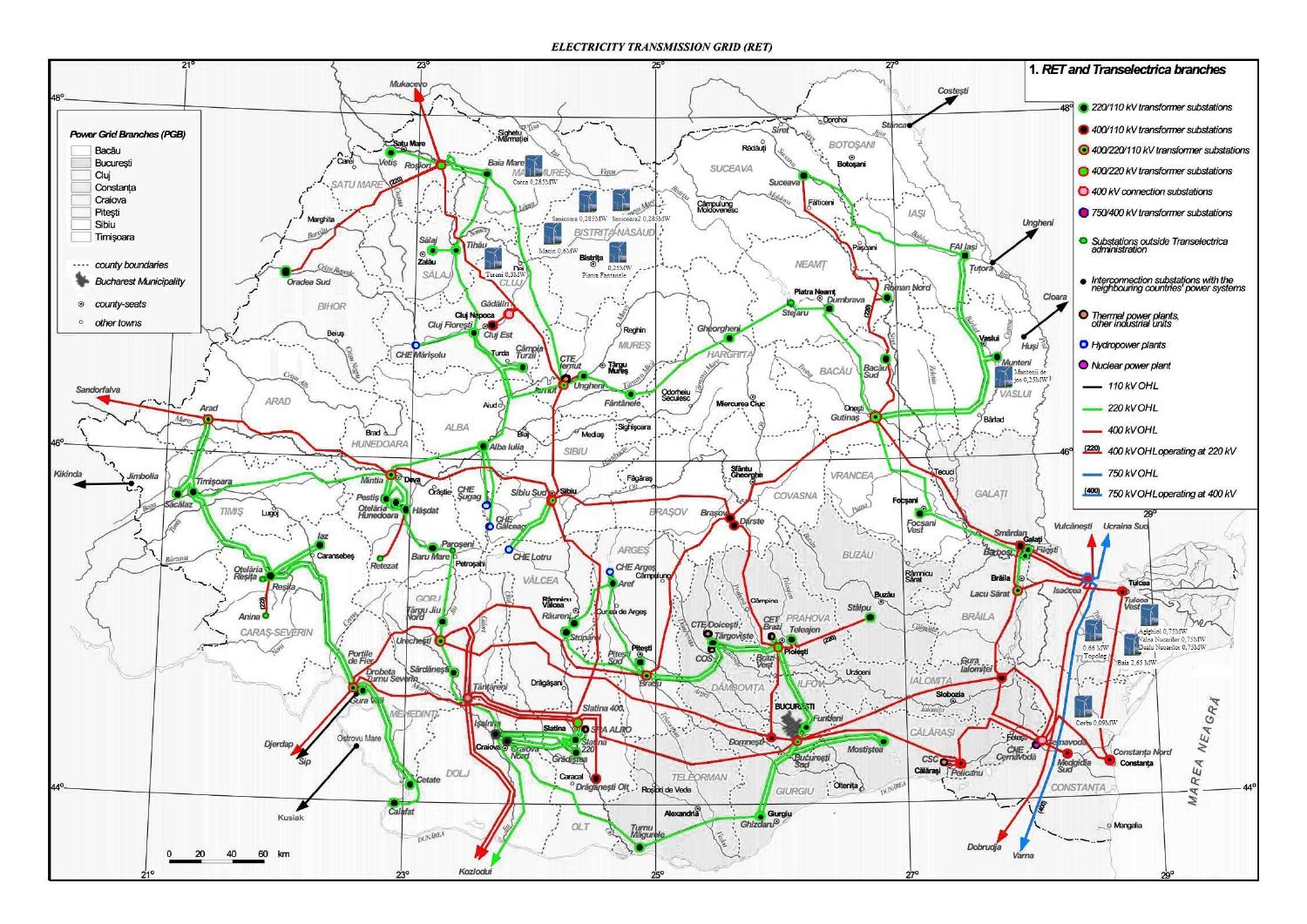ELECTRICITY TRANSMISSION GRID (RET)

**1. RET and Transelectrica branches**

- 220/110 kV transformer substations
- 400/110 kV transformer substations
- 400/220/110 kV transformer substations
- 400/220 kV transformer substations
- 400 kV connection substations
- 750/400 kV transformer substations
- Substations outside Transelectrica administration
- Interconnection substations with the neighbouring countries' power systems
- Thermal power plants, other industrial units
- Hydropower plants
- Nuclear power plant
- 110 kV OHL
- 220 kV OHL
- 400 kV OHL
- (220) 400 kV OHL operating at 220 kV
- 750 kV OHL
- (400) 750 kV OHL operating at 400 kV

**Power Grid Branches (PGB)**

- Bacău
- București
- Cluj
- Constanța
- Craiova
- Pitești
- Sibiu
- Timișoara

- county boundaries
- Bucharest Municipality
- county-seats
- other towns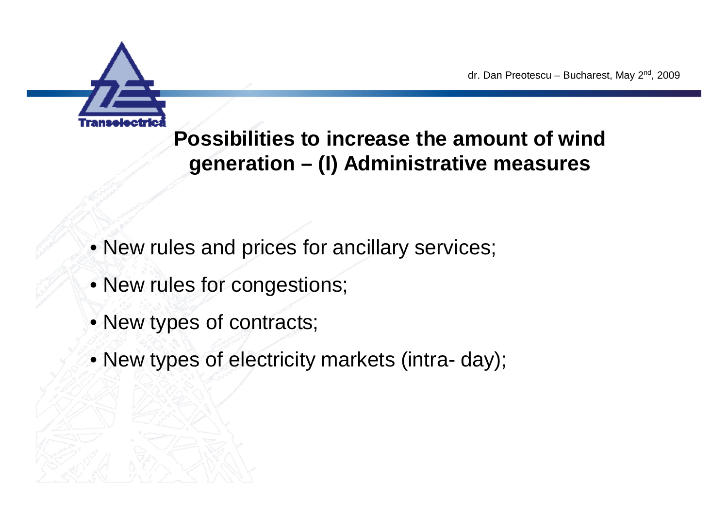## Possibilities to increase the amount of wind generation – (I) Administrative measures

- New rules and prices for ancillary services;
- New rules for congestions;
- New types of contracts;
- New types of electricity markets (intra- day);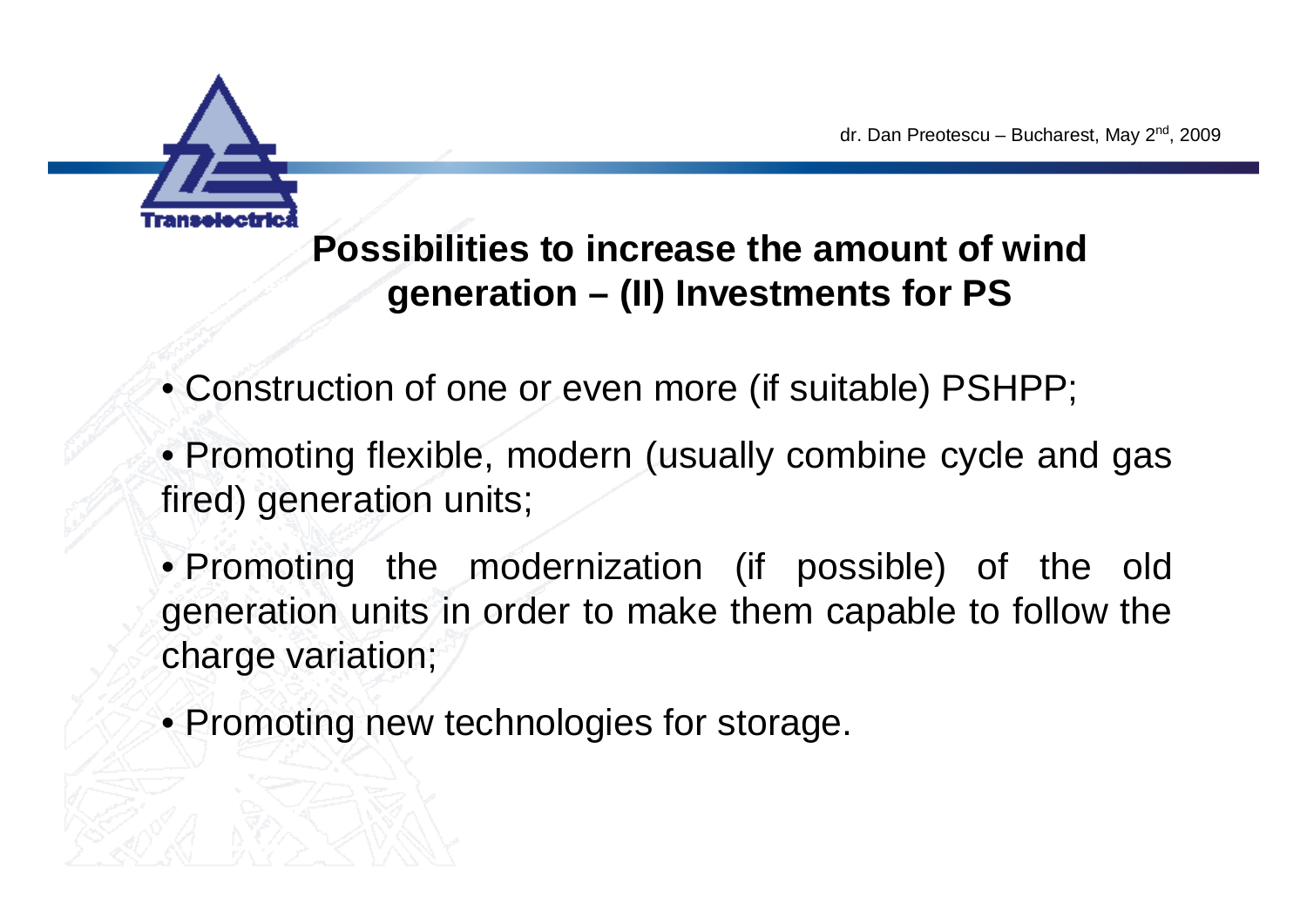## Possibilities to increase the amount of wind generation – (II) Investments for PS

- Construction of one or even more (if suitable) PSHPP;
- Promoting flexible, modern (usually combine cycle and gas fired) generation units;
- Promoting the modernization (if possible) of the old generation units in order to make them capable to follow the charge variation;
- Promoting new technologies for storage.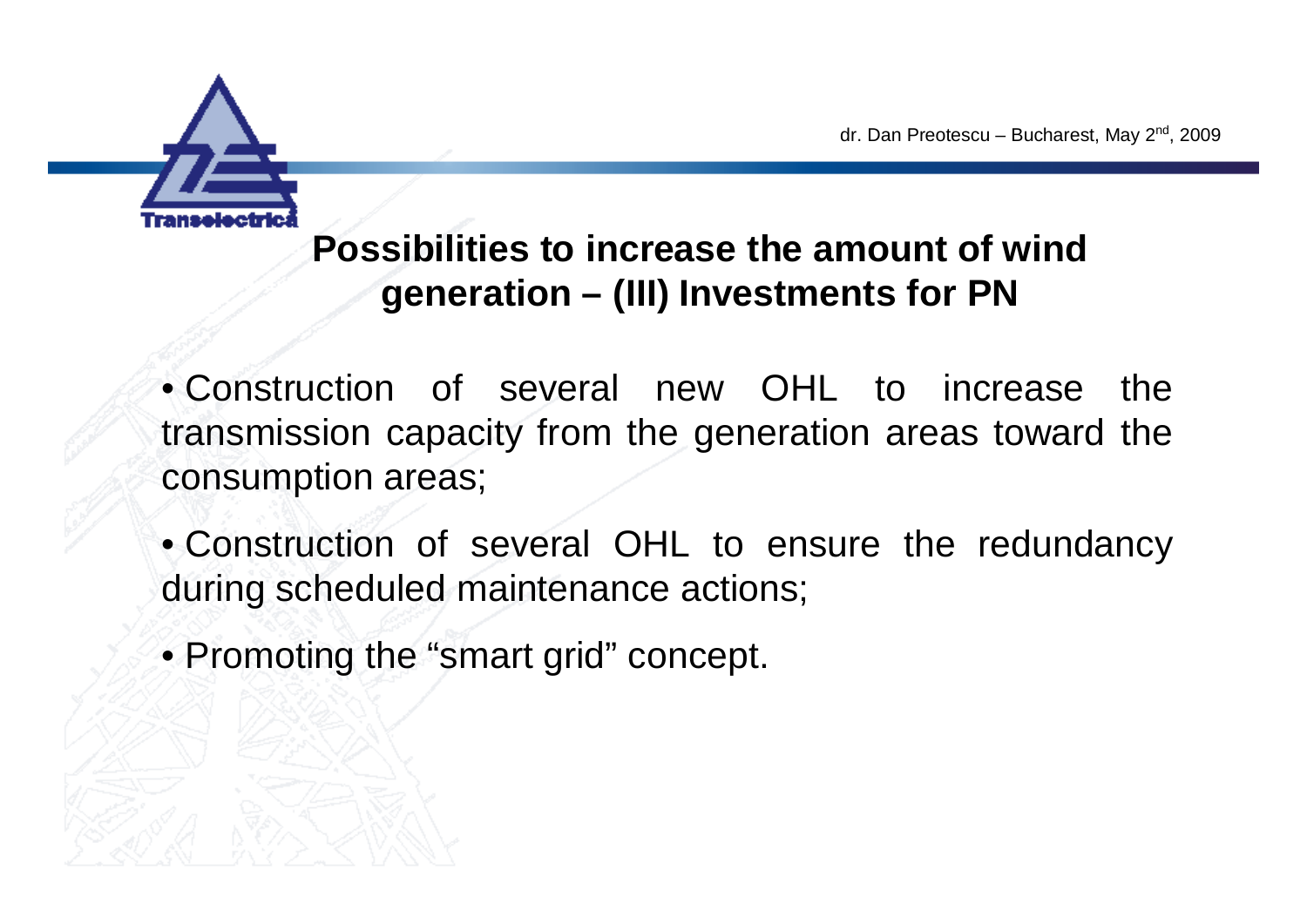## Possibilities to increase the amount of wind generation – (III) Investments for PN

- Construction of several new OHL to increase the transmission capacity from the generation areas toward the consumption areas;
- Construction of several OHL to ensure the redundancy during scheduled maintenance actions;
- Promoting the “smart grid” concept.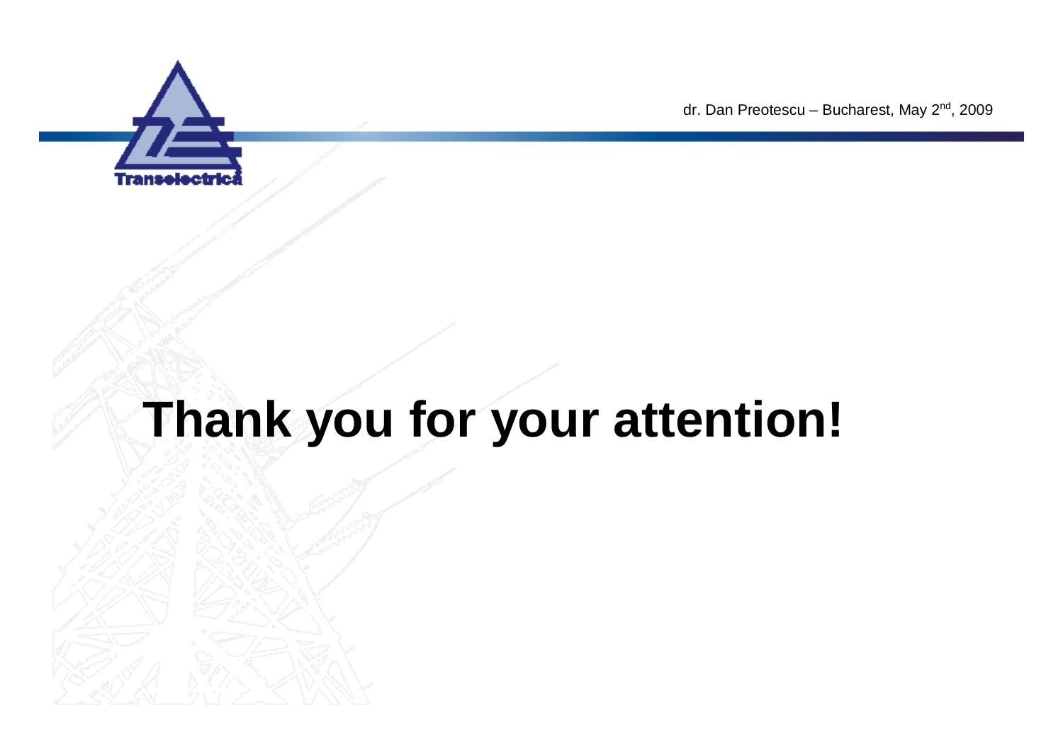# Thank you for your attention!